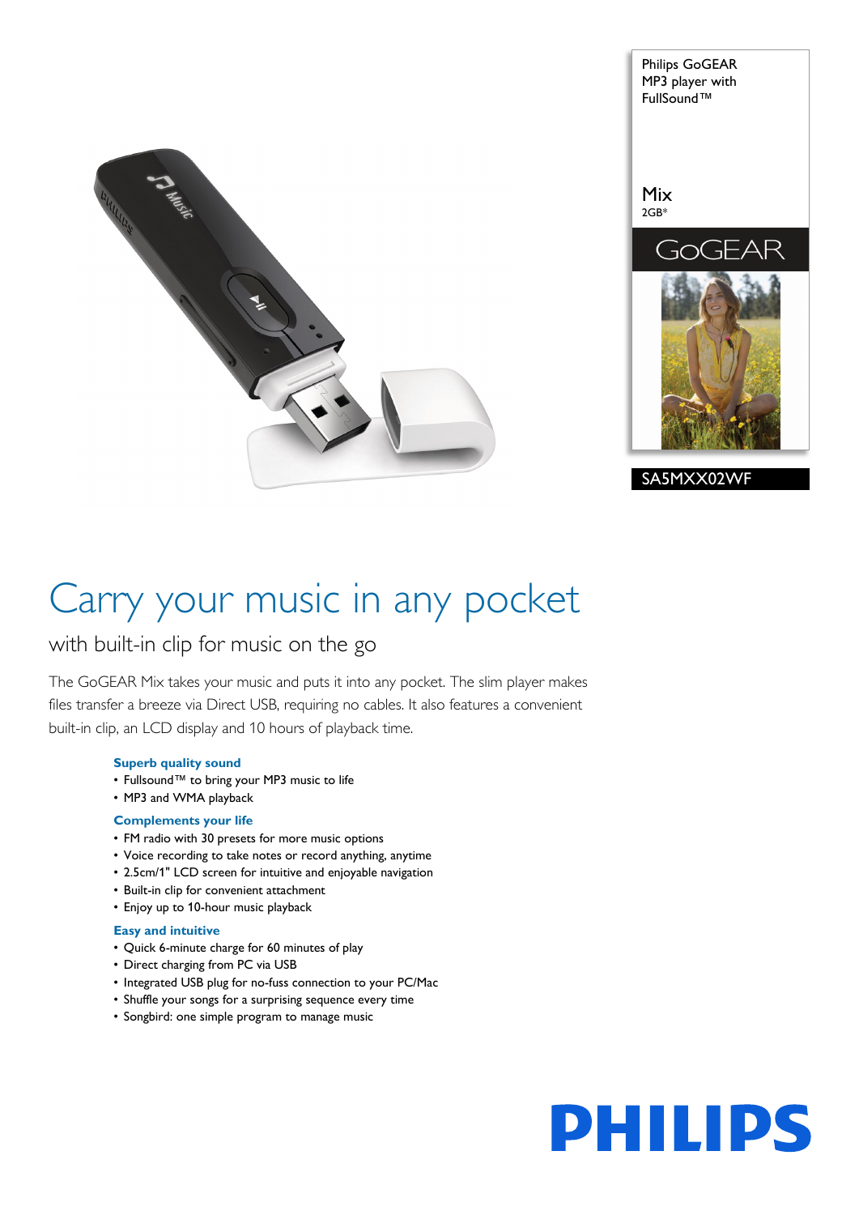Philips GoGEAR MP3 player with FullSound™

Mix
2GB*

GoGEAR

SA5MXX02WF

# Carry your music in any pocket

## with built-in clip for music on the go

The GoGEAR Mix takes your music and puts it into any pocket. The slim player makes files transfer a breeze via Direct USB, requiring no cables. It also features a convenient built-in clip, an LCD display and 10 hours of playback time.

### Superb quality sound

- Fullsound™ to bring your MP3 music to life
- MP3 and WMA playback

### Complements your life

- FM radio with 30 presets for more music options
- Voice recording to take notes or record anything, anytime
- 2.5cm/1" LCD screen for intuitive and enjoyable navigation
- Built-in clip for convenient attachment
- Enjoy up to 10-hour music playback

### Easy and intuitive

- Quick 6-minute charge for 60 minutes of play
- Direct charging from PC via USB
- Integrated USB plug for no-fuss connection to your PC/Mac
- Shuffle your songs for a surprising sequence every time
- Songbird: one simple program to manage music

PHILIPS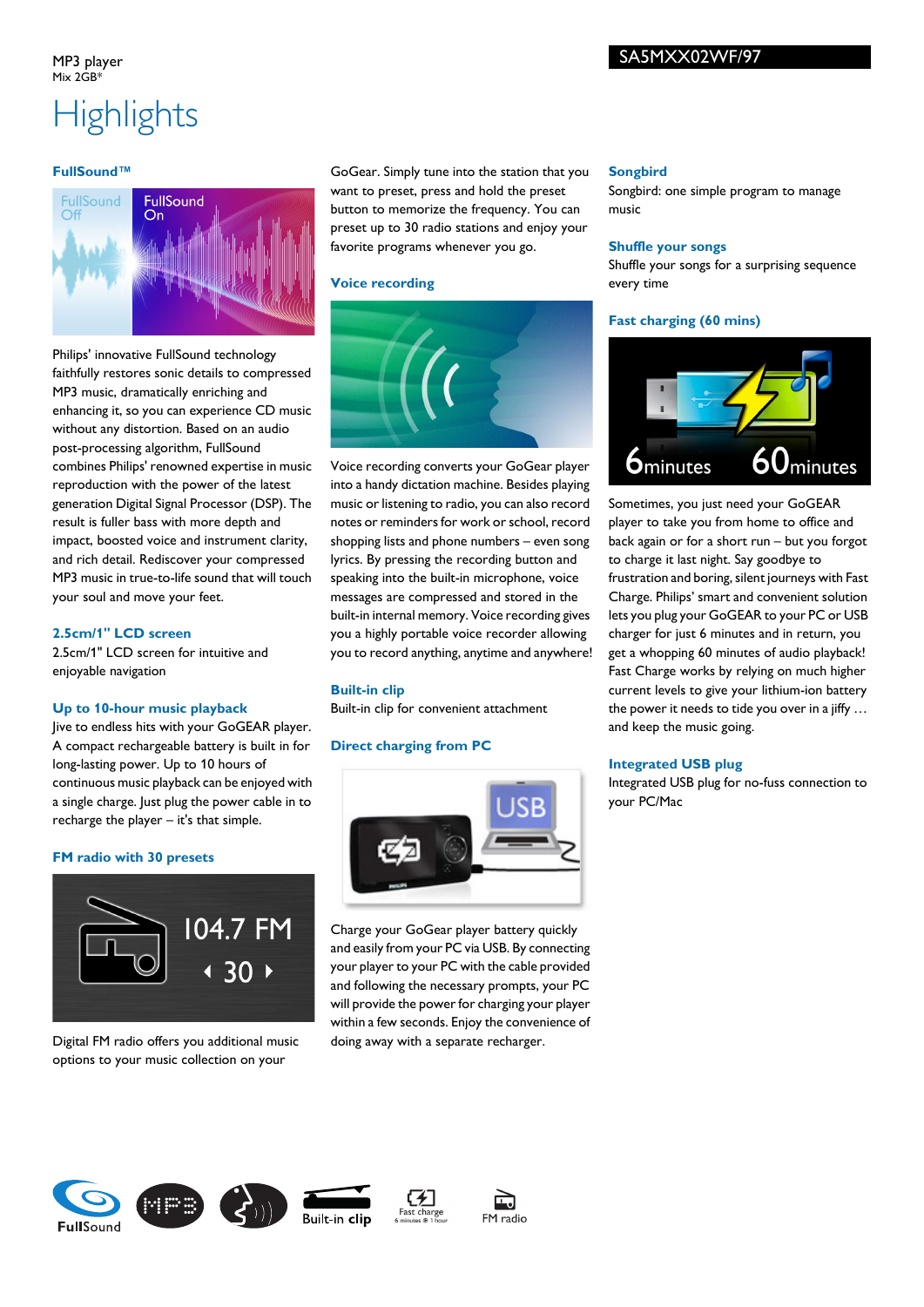MP3 player
Mix 2GB*

SA5MXX02WF/97

# Highlights

### FullSound™

Philips' innovative FullSound technology faithfully restores sonic details to compressed MP3 music, dramatically enriching and enhancing it, so you can experience CD music without any distortion. Based on an audio post-processing algorithm, FullSound combines Philips' renowned expertise in music reproduction with the power of the latest generation Digital Signal Processor (DSP). The result is fuller bass with more depth and impact, boosted voice and instrument clarity, and rich detail. Rediscover your compressed MP3 music in true-to-life sound that will touch your soul and move your feet.

### 2.5cm/1" LCD screen

2.5cm/1" LCD screen for intuitive and enjoyable navigation

### Up to 10-hour music playback

Jive to endless hits with your GoGEAR player. A compact rechargeable battery is built in for long-lasting power. Up to 10 hours of continuous music playback can be enjoyed with a single charge. Just plug the power cable in to recharge the player – it's that simple.

### FM radio with 30 presets

Digital FM radio offers you additional music options to your music collection on your GoGear. Simply tune into the station that you want to preset, press and hold the preset button to memorize the frequency. You can preset up to 30 radio stations and enjoy your favorite programs whenever you go.

### Voice recording

Voice recording converts your GoGear player into a handy dictation machine. Besides playing music or listening to radio, you can also record notes or reminders for work or school, record shopping lists and phone numbers – even song lyrics. By pressing the recording button and speaking into the built-in microphone, voice messages are compressed and stored in the built-in internal memory. Voice recording gives you a highly portable voice recorder allowing you to record anything, anytime and anywhere!

### Built-in clip

Built-in clip for convenient attachment

### Direct charging from PC

Charge your GoGear player battery quickly and easily from your PC via USB. By connecting your player to your PC with the cable provided and following the necessary prompts, your PC will provide the power for charging your player within a few seconds. Enjoy the convenience of doing away with a separate recharger.

### Songbird

Songbird: one simple program to manage music

### Shuffle your songs

Shuffle your songs for a surprising sequence every time

### Fast charging (60 mins)

Sometimes, you just need your GoGEAR player to take you from home to office and back again or for a short run – but you forgot to charge it last night. Say goodbye to frustration and boring, silent journeys with Fast Charge. Philips' smart and convenient solution lets you plug your GoGEAR to your PC or USB charger for just 6 minutes and in return, you get a whopping 60 minutes of audio playback! Fast Charge works by relying on much higher current levels to give your lithium-ion battery the power it needs to tide you over in a jiffy … and keep the music going.

### Integrated USB plug

Integrated USB plug for no-fuss connection to your PC/Mac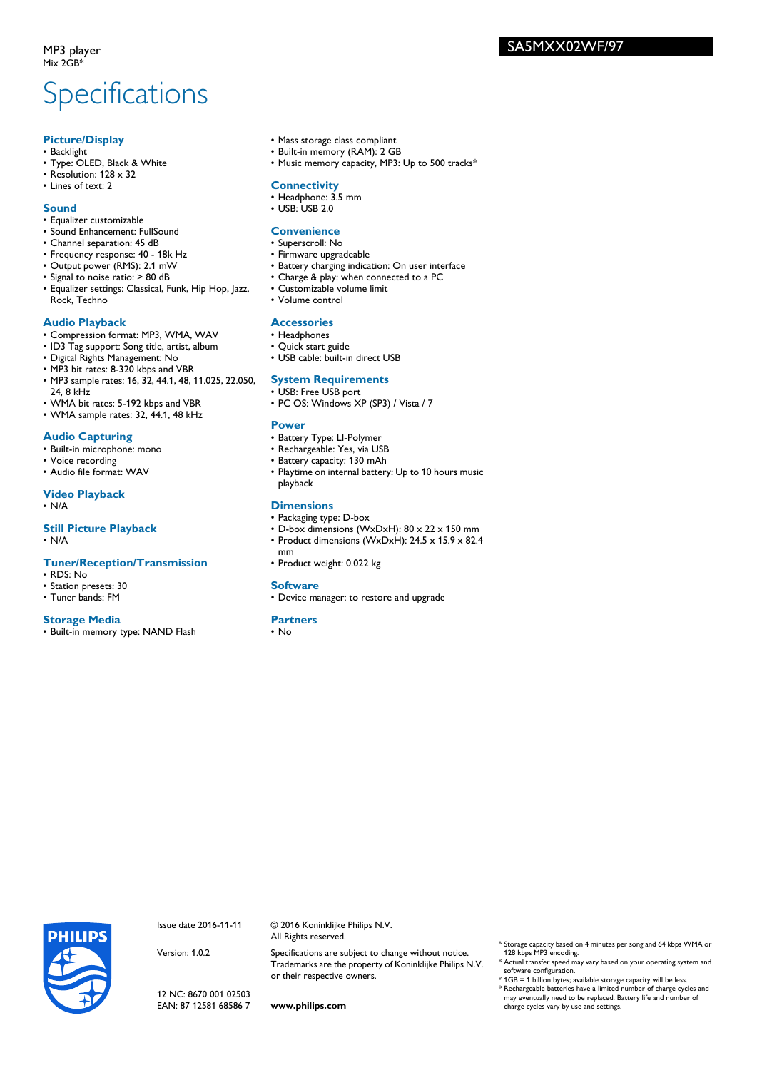MP3 player
Mix 2GB*

SA5MXX02WF/97

# Specifications

### Picture/Display
- Backlight
- Type: OLED, Black & White
- Resolution: 128 x 32
- Lines of text: 2

### Sound
- Equalizer customizable
- Sound Enhancement: FullSound
- Channel separation: 45 dB
- Frequency response: 40 - 18k Hz
- Output power (RMS): 2.1 mW
- Signal to noise ratio: > 80 dB
- Equalizer settings: Classical, Funk, Hip Hop, Jazz, Rock, Techno

### Audio Playback
- Compression format: MP3, WMA, WAV
- ID3 Tag support: Song title, artist, album
- Digital Rights Management: No
- MP3 bit rates: 8-320 kbps and VBR
- MP3 sample rates: 16, 32, 44.1, 48, 11.025, 22.050, 24, 8 kHz
- WMA bit rates: 5-192 kbps and VBR
- WMA sample rates: 32, 44.1, 48 kHz

### Audio Capturing
- Built-in microphone: mono
- Voice recording
- Audio file format: WAV

### Video Playback
- N/A

### Still Picture Playback
- N/A

### Tuner/Reception/Transmission
- RDS: No
- Station presets: 30
- Tuner bands: FM

### Storage Media
- Built-in memory type: NAND Flash
- Mass storage class compliant
- Built-in memory (RAM): 2 GB
- Music memory capacity, MP3: Up to 500 tracks*

### Connectivity
- Headphone: 3.5 mm
- USB: USB 2.0

### Convenience
- Superscroll: No
- Firmware upgradeable
- Battery charging indication: On user interface
- Charge & play: when connected to a PC
- Customizable volume limit
- Volume control

### Accessories
- Headphones
- Quick start guide
- USB cable: built-in direct USB

### System Requirements
- USB: Free USB port
- PC OS: Windows XP (SP3) / Vista / 7

### Power
- Battery Type: LI-Polymer
- Rechargeable: Yes, via USB
- Battery capacity: 130 mAh
- Playtime on internal battery: Up to 10 hours music playback

### Dimensions
- Packaging type: D-box
- D-box dimensions (WxDxH): 80 x 22 x 150 mm
- Product dimensions (WxDxH): 24.5 x 15.9 x 82.4 mm
- Product weight: 0.022 kg

### Software
- Device manager: to restore and upgrade

### Partners
- No

Issue date 2016-11-11

Version: 1.0.2

12 NC: 8670 001 02503
EAN: 87 12581 68586 7

© 2016 Koninklijke Philips N.V.
All Rights reserved.

Specifications are subject to change without notice. Trademarks are the property of Koninklijke Philips N.V. or their respective owners.

www.philips.com

* Storage capacity based on 4 minutes per song and 64 kbps WMA or 128 kbps MP3 encoding.
* Actual transfer speed may vary based on your operating system and software configuration.
* 1GB = 1 billion bytes; available storage capacity will be less.
* Rechargeable batteries have a limited number of charge cycles and may eventually need to be replaced. Battery life and number of charge cycles vary by use and settings.